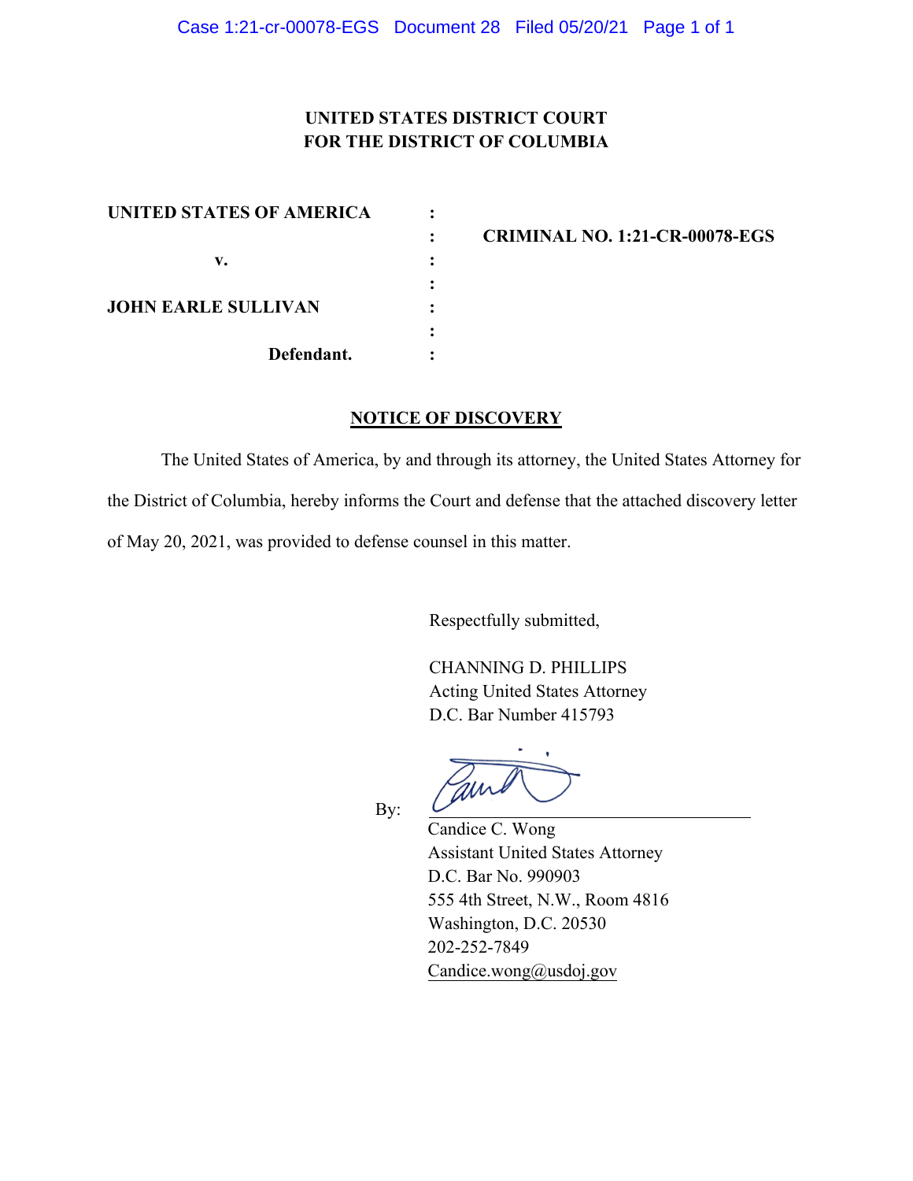**UNITED STATES DISTRICT COURT**
**FOR THE DISTRICT OF COLUMBIA**

| | | |
|---|---|---|
| **UNITED STATES OF AMERICA** | : | |
| | : | **CRIMINAL NO. 1:21-CR-00078-EGS** |
| **v.** | : | |
| | : | |
| **JOHN EARLE SULLIVAN** | : | |
| | : | |
| **Defendant.** | : | |

## NOTICE OF DISCOVERY

The United States of America, by and through its attorney, the United States Attorney for the District of Columbia, hereby informs the Court and defense that the attached discovery letter of May 20, 2021, was provided to defense counsel in this matter.

Respectfully submitted,

CHANNING D. PHILLIPS
Acting United States Attorney
D.C. Bar Number 415793

By: ______________________________
Candice C. Wong
Assistant United States Attorney
D.C. Bar No. 990903
555 4th Street, N.W., Room 4816
Washington, D.C. 20530
202-252-7849
Candice.wong@usdoj.gov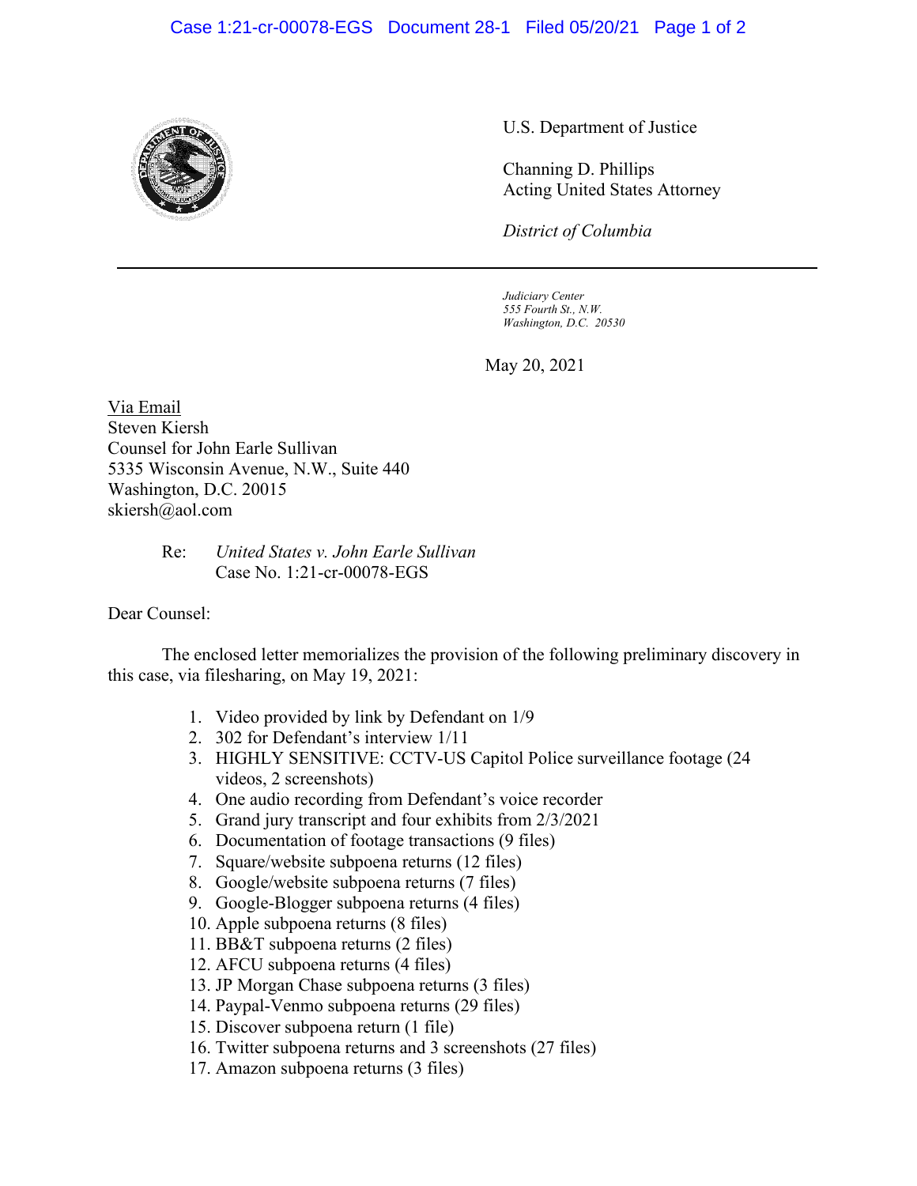U.S. Department of Justice

Channing D. Phillips
Acting United States Attorney

*District of Columbia*

---

*Judiciary Center*
*555 Fourth St., N.W.*
*Washington, D.C. 20530*

May 20, 2021

<u>Via Email</u>
Steven Kiersh
Counsel for John Earle Sullivan
5335 Wisconsin Avenue, N.W., Suite 440
Washington, D.C. 20015
skiersh@aol.com

Re: *United States v. John Earle Sullivan*
Case No. 1:21-cr-00078-EGS

Dear Counsel:

The enclosed letter memorializes the provision of the following preliminary discovery in this case, via filesharing, on May 19, 2021:

1. Video provided by link by Defendant on 1/9
2. 302 for Defendant's interview 1/11
3. HIGHLY SENSITIVE: CCTV-US Capitol Police surveillance footage (24 videos, 2 screenshots)
4. One audio recording from Defendant's voice recorder
5. Grand jury transcript and four exhibits from 2/3/2021
6. Documentation of footage transactions (9 files)
7. Square/website subpoena returns (12 files)
8. Google/website subpoena returns (7 files)
9. Google-Blogger subpoena returns (4 files)
10. Apple subpoena returns (8 files)
11. BB&T subpoena returns (2 files)
12. AFCU subpoena returns (4 files)
13. JP Morgan Chase subpoena returns (3 files)
14. Paypal-Venmo subpoena returns (29 files)
15. Discover subpoena return (1 file)
16. Twitter subpoena returns and 3 screenshots (27 files)
17. Amazon subpoena returns (3 files)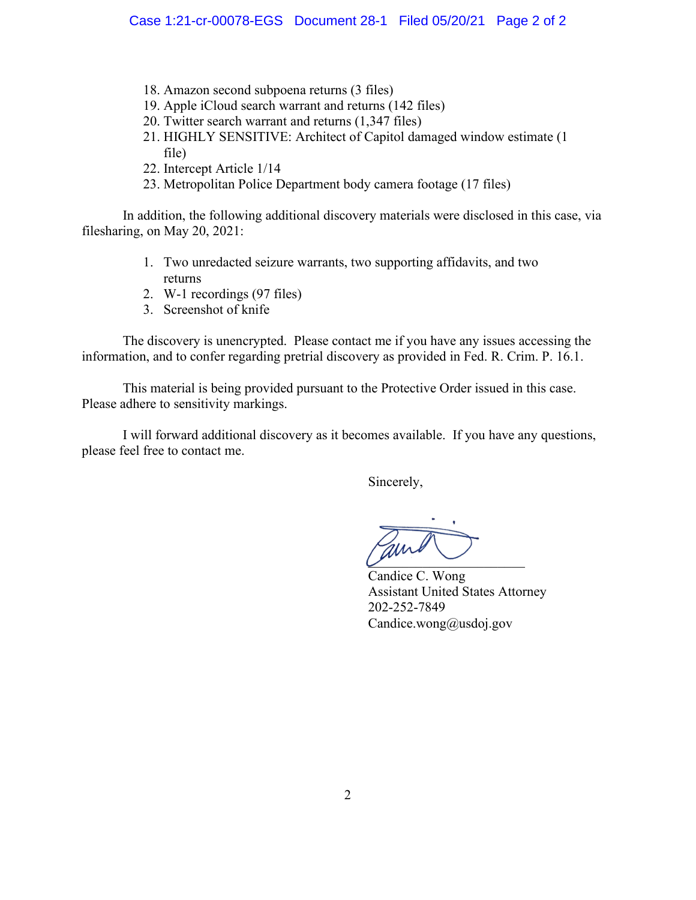18. Amazon second subpoena returns (3 files)
19. Apple iCloud search warrant and returns (142 files)
20. Twitter search warrant and returns (1,347 files)
21. HIGHLY SENSITIVE: Architect of Capitol damaged window estimate (1 file)
22. Intercept Article 1/14
23. Metropolitan Police Department body camera footage (17 files)

In addition, the following additional discovery materials were disclosed in this case, via filesharing, on May 20, 2021:

1. Two unredacted seizure warrants, two supporting affidavits, and two returns
2. W-1 recordings (97 files)
3. Screenshot of knife

The discovery is unencrypted. Please contact me if you have any issues accessing the information, and to confer regarding pretrial discovery as provided in Fed. R. Crim. P. 16.1.

This material is being provided pursuant to the Protective Order issued in this case. Please adhere to sensitivity markings.

I will forward additional discovery as it becomes available. If you have any questions, please feel free to contact me.

Sincerely,

Candice C. Wong
Assistant United States Attorney
202-252-7849
Candice.wong@usdoj.gov